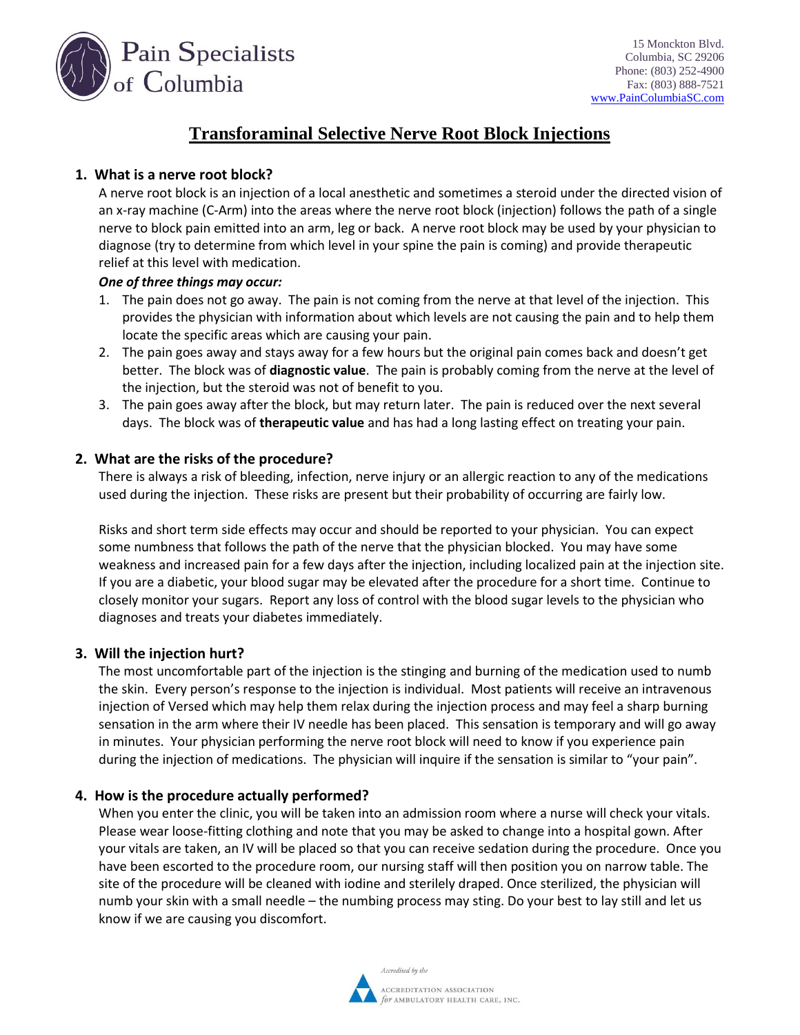Pain Specialists of Columbia

15 Monckton Blvd.
Columbia, SC 29206
Phone: (803) 252-4900
Fax: (803) 888-7521
www.PainColumbiaSC.com

# Transforaminal Selective Nerve Root Block Injections

## 1. What is a nerve root block?

A nerve root block is an injection of a local anesthetic and sometimes a steroid under the directed vision of an x-ray machine (C-Arm) into the areas where the nerve root block (injection) follows the path of a single nerve to block pain emitted into an arm, leg or back. A nerve root block may be used by your physician to diagnose (try to determine from which level in your spine the pain is coming) and provide therapeutic relief at this level with medication.

***One of three things may occur:***

1. The pain does not go away. The pain is not coming from the nerve at that level of the injection. This provides the physician with information about which levels are not causing the pain and to help them locate the specific areas which are causing your pain.
2. The pain goes away and stays away for a few hours but the original pain comes back and doesn't get better. The block was of **diagnostic value**. The pain is probably coming from the nerve at the level of the injection, but the steroid was not of benefit to you.
3. The pain goes away after the block, but may return later. The pain is reduced over the next several days. The block was of **therapeutic value** and has had a long lasting effect on treating your pain.

## 2. What are the risks of the procedure?

There is always a risk of bleeding, infection, nerve injury or an allergic reaction to any of the medications used during the injection. These risks are present but their probability of occurring are fairly low.

Risks and short term side effects may occur and should be reported to your physician. You can expect some numbness that follows the path of the nerve that the physician blocked. You may have some weakness and increased pain for a few days after the injection, including localized pain at the injection site. If you are a diabetic, your blood sugar may be elevated after the procedure for a short time. Continue to closely monitor your sugars. Report any loss of control with the blood sugar levels to the physician who diagnoses and treats your diabetes immediately.

## 3. Will the injection hurt?

The most uncomfortable part of the injection is the stinging and burning of the medication used to numb the skin. Every person's response to the injection is individual. Most patients will receive an intravenous injection of Versed which may help them relax during the injection process and may feel a sharp burning sensation in the arm where their IV needle has been placed. This sensation is temporary and will go away in minutes. Your physician performing the nerve root block will need to know if you experience pain during the injection of medications. The physician will inquire if the sensation is similar to "your pain".

## 4. How is the procedure actually performed?

When you enter the clinic, you will be taken into an admission room where a nurse will check your vitals. Please wear loose-fitting clothing and note that you may be asked to change into a hospital gown. After your vitals are taken, an IV will be placed so that you can receive sedation during the procedure. Once you have been escorted to the procedure room, our nursing staff will then position you on narrow table. The site of the procedure will be cleaned with iodine and sterilely draped. Once sterilized, the physician will numb your skin with a small needle – the numbing process may sting. Do your best to lay still and let us know if we are causing you discomfort.

Accredited by the Accreditation Association for Ambulatory Health Care, Inc.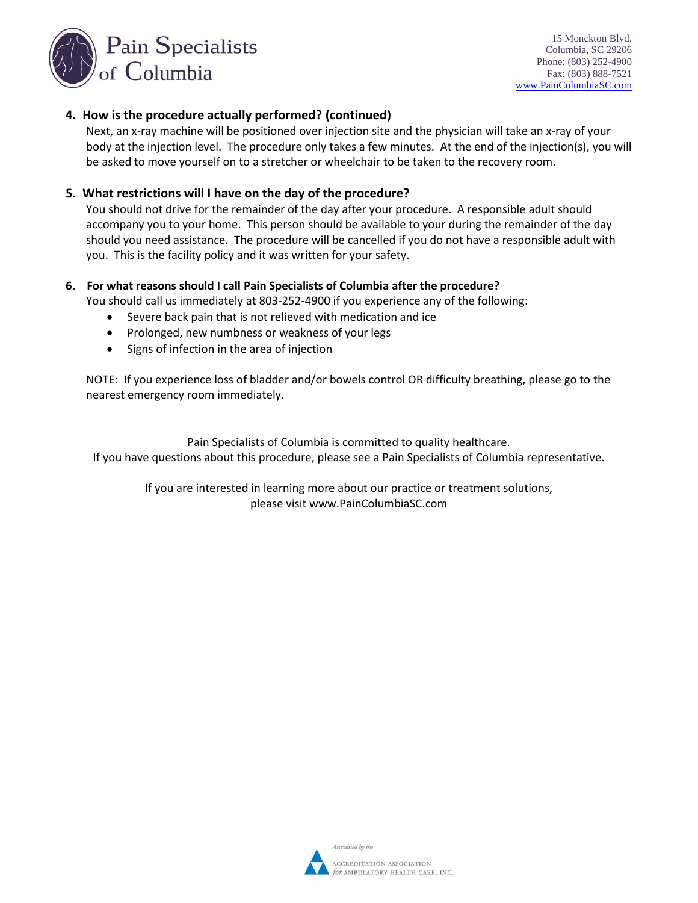Pain Specialists of Columbia

15 Monckton Blvd.
Columbia, SC 29206
Phone: (803) 252-4900
Fax: (803) 888-7521
www.PainColumbiaSC.com

**4. How is the procedure actually performed? (continued)**

Next, an x-ray machine will be positioned over injection site and the physician will take an x-ray of your body at the injection level. The procedure only takes a few minutes. At the end of the injection(s), you will be asked to move yourself on to a stretcher or wheelchair to be taken to the recovery room.

**5. What restrictions will I have on the day of the procedure?**

You should not drive for the remainder of the day after your procedure. A responsible adult should accompany you to your home. This person should be available to your during the remainder of the day should you need assistance. The procedure will be cancelled if you do not have a responsible adult with you. This is the facility policy and it was written for your safety.

**6. For what reasons should I call Pain Specialists of Columbia after the procedure?**

You should call us immediately at 803-252-4900 if you experience any of the following:

- Severe back pain that is not relieved with medication and ice
- Prolonged, new numbness or weakness of your legs
- Signs of infection in the area of injection

NOTE: If you experience loss of bladder and/or bowels control OR difficulty breathing, please go to the nearest emergency room immediately.

Pain Specialists of Columbia is committed to quality healthcare.
If you have questions about this procedure, please see a Pain Specialists of Columbia representative.

If you are interested in learning more about our practice or treatment solutions,
please visit www.PainColumbiaSC.com

Accredited by the
ACCREDITATION ASSOCIATION *for* AMBULATORY HEALTH CARE, INC.